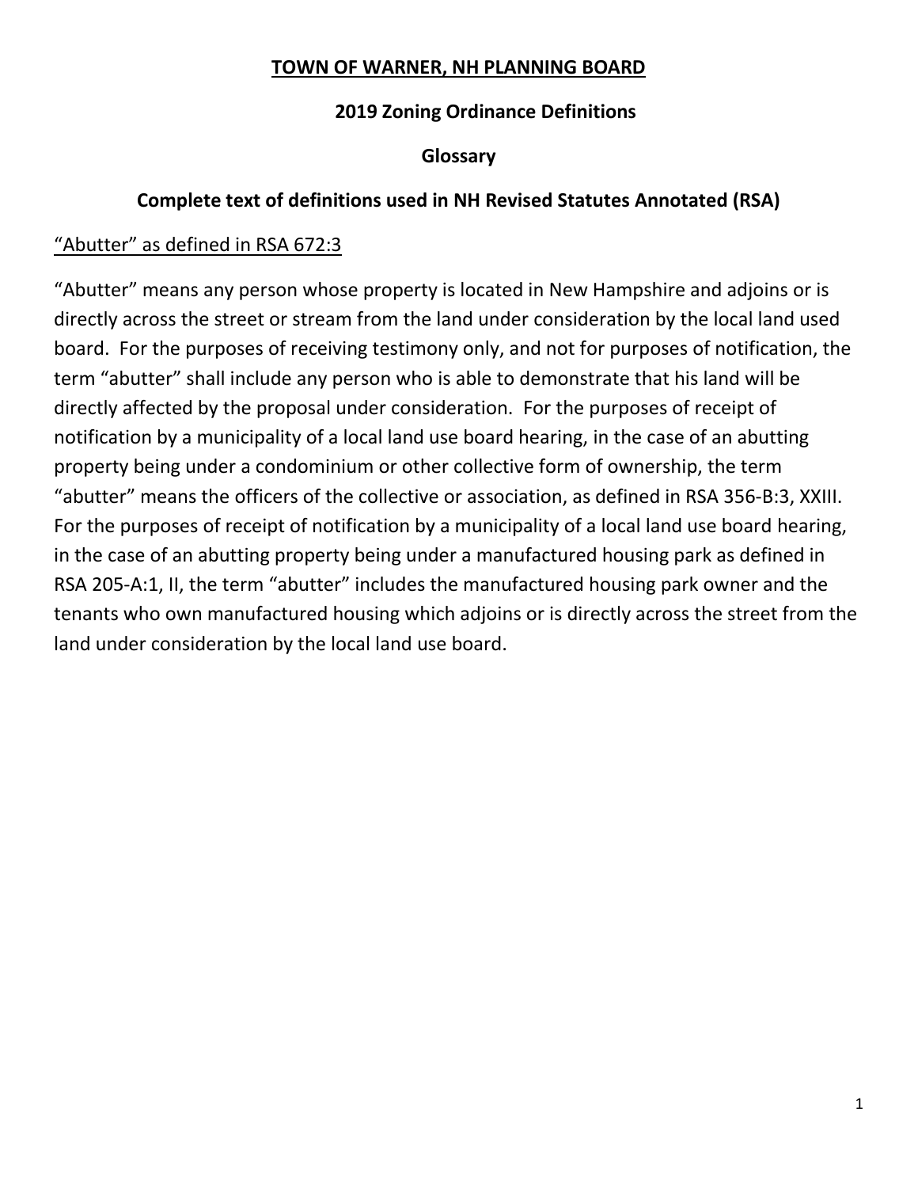# TOWN OF WARNER, NH PLANNING BOARD

## 2019 Zoning Ordinance Definitions

## Glossary

## Complete text of definitions used in NH Revised Statutes Annotated (RSA)

“Abutter” as defined in RSA 672:3

“Abutter” means any person whose property is located in New Hampshire and adjoins or is directly across the street or stream from the land under consideration by the local land used board. For the purposes of receiving testimony only, and not for purposes of notification, the term “abutter” shall include any person who is able to demonstrate that his land will be directly affected by the proposal under consideration. For the purposes of receipt of notification by a municipality of a local land use board hearing, in the case of an abutting property being under a condominium or other collective form of ownership, the term “abutter” means the officers of the collective or association, as defined in RSA 356-B:3, XXIII. For the purposes of receipt of notification by a municipality of a local land use board hearing, in the case of an abutting property being under a manufactured housing park as defined in RSA 205-A:1, II, the term “abutter” includes the manufactured housing park owner and the tenants who own manufactured housing which adjoins or is directly across the street from the land under consideration by the local land use board.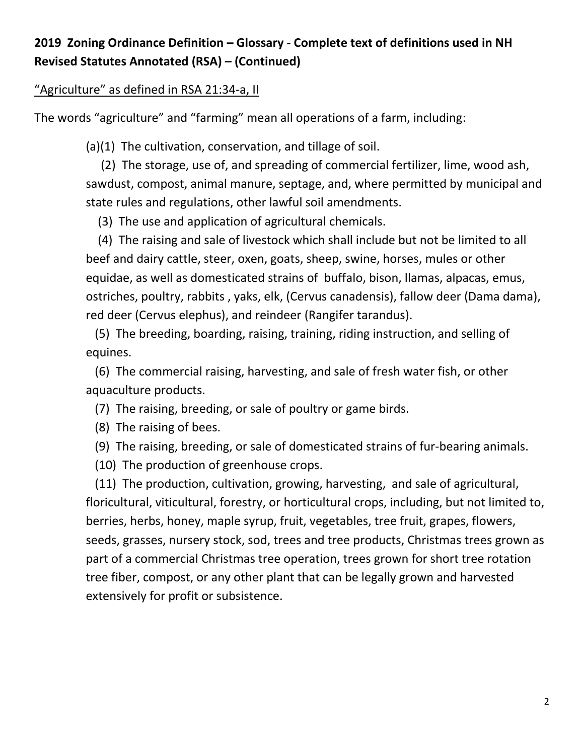**2019 Zoning Ordinance Definition – Glossary - Complete text of definitions used in NH Revised Statutes Annotated (RSA) – (Continued)**

<u>"Agriculture" as defined in RSA 21:34-a, II</u>

The words "agriculture" and "farming" mean all operations of a farm, including:

(a)(1) The cultivation, conservation, and tillage of soil.

(2) The storage, use of, and spreading of commercial fertilizer, lime, wood ash, sawdust, compost, animal manure, septage, and, where permitted by municipal and state rules and regulations, other lawful soil amendments.

(3) The use and application of agricultural chemicals.

(4) The raising and sale of livestock which shall include but not be limited to all beef and dairy cattle, steer, oxen, goats, sheep, swine, horses, mules or other equidae, as well as domesticated strains of buffalo, bison, llamas, alpacas, emus, ostriches, poultry, rabbits , yaks, elk, (Cervus canadensis), fallow deer (Dama dama), red deer (Cervus elephus), and reindeer (Rangifer tarandus).

(5) The breeding, boarding, raising, training, riding instruction, and selling of equines.

(6) The commercial raising, harvesting, and sale of fresh water fish, or other aquaculture products.

(7) The raising, breeding, or sale of poultry or game birds.

(8) The raising of bees.

(9) The raising, breeding, or sale of domesticated strains of fur-bearing animals.

(10) The production of greenhouse crops.

(11) The production, cultivation, growing, harvesting, and sale of agricultural, floricultural, viticultural, forestry, or horticultural crops, including, but not limited to, berries, herbs, honey, maple syrup, fruit, vegetables, tree fruit, grapes, flowers, seeds, grasses, nursery stock, sod, trees and tree products, Christmas trees grown as part of a commercial Christmas tree operation, trees grown for short tree rotation tree fiber, compost, or any other plant that can be legally grown and harvested extensively for profit or subsistence.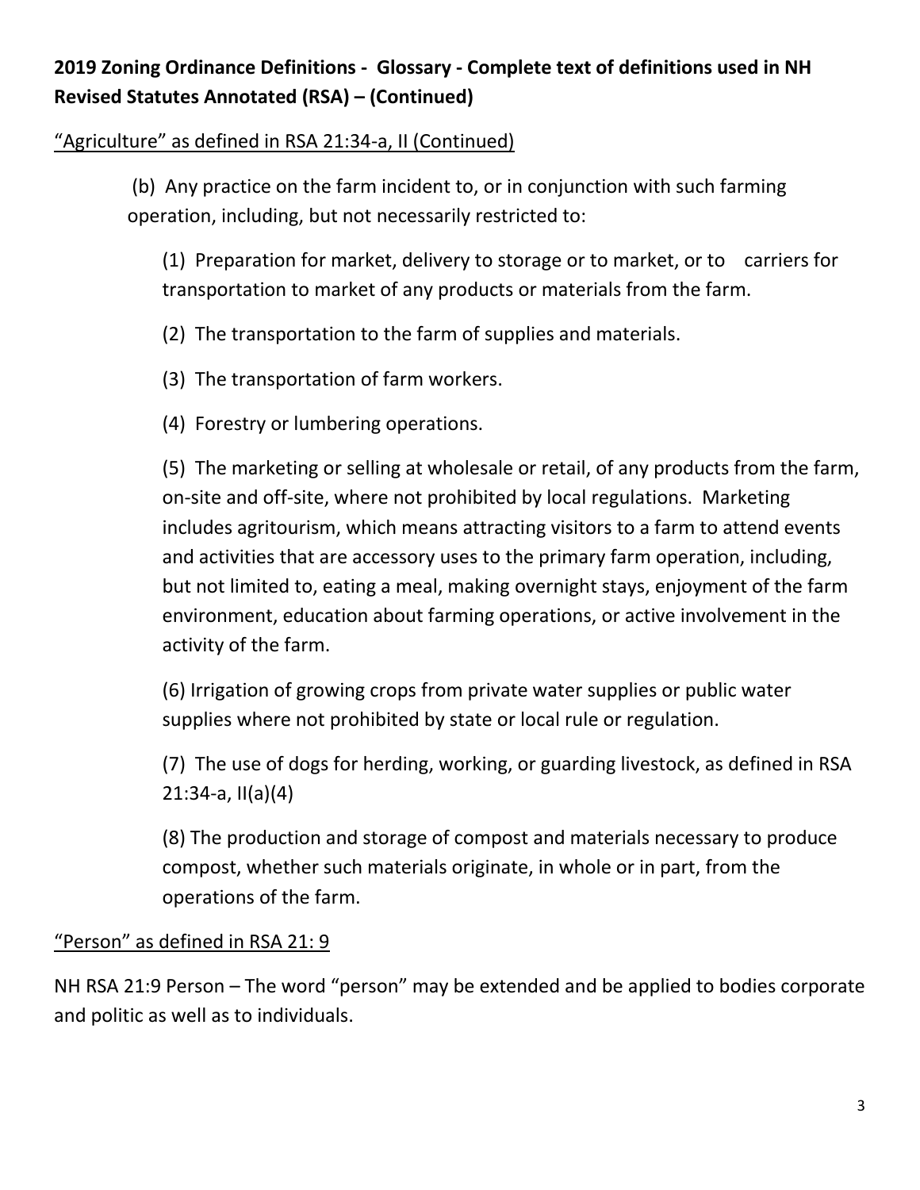**2019 Zoning Ordinance Definitions - Glossary - Complete text of definitions used in NH Revised Statutes Annotated (RSA) – (Continued)**

<u>"Agriculture" as defined in RSA 21:34-a, II (Continued)</u>

(b) Any practice on the farm incident to, or in conjunction with such farming operation, including, but not necessarily restricted to:

(1) Preparation for market, delivery to storage or to market, or to carriers for transportation to market of any products or materials from the farm.

(2) The transportation to the farm of supplies and materials.

(3) The transportation of farm workers.

(4) Forestry or lumbering operations.

(5) The marketing or selling at wholesale or retail, of any products from the farm, on-site and off-site, where not prohibited by local regulations. Marketing includes agritourism, which means attracting visitors to a farm to attend events and activities that are accessory uses to the primary farm operation, including, but not limited to, eating a meal, making overnight stays, enjoyment of the farm environment, education about farming operations, or active involvement in the activity of the farm.

(6) Irrigation of growing crops from private water supplies or public water supplies where not prohibited by state or local rule or regulation.

(7) The use of dogs for herding, working, or guarding livestock, as defined in RSA 21:34-a, II(a)(4)

(8) The production and storage of compost and materials necessary to produce compost, whether such materials originate, in whole or in part, from the operations of the farm.

<u>"Person" as defined in RSA 21: 9</u>

NH RSA 21:9 Person – The word "person" may be extended and be applied to bodies corporate and politic as well as to individuals.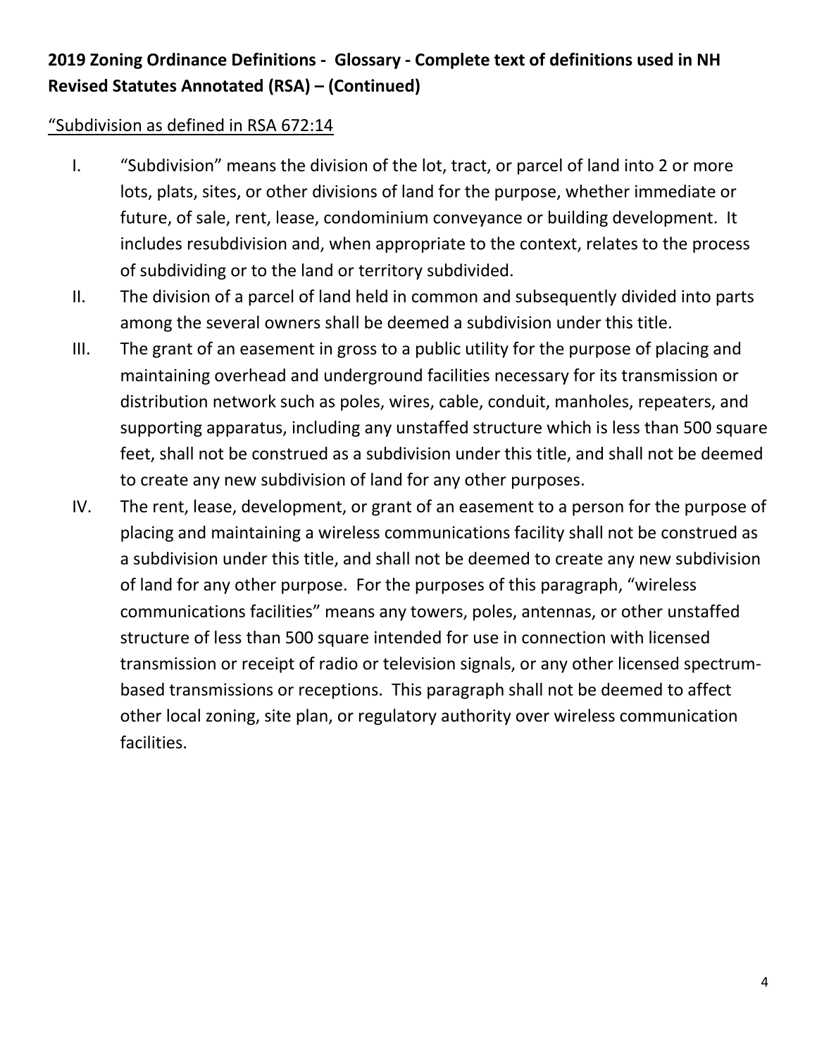**2019 Zoning Ordinance Definitions - Glossary - Complete text of definitions used in NH Revised Statutes Annotated (RSA) – (Continued)**

"Subdivision as defined in RSA 672:14

I. "Subdivision" means the division of the lot, tract, or parcel of land into 2 or more lots, plats, sites, or other divisions of land for the purpose, whether immediate or future, of sale, rent, lease, condominium conveyance or building development. It includes resubdivision and, when appropriate to the context, relates to the process of subdividing or to the land or territory subdivided.

II. The division of a parcel of land held in common and subsequently divided into parts among the several owners shall be deemed a subdivision under this title.

III. The grant of an easement in gross to a public utility for the purpose of placing and maintaining overhead and underground facilities necessary for its transmission or distribution network such as poles, wires, cable, conduit, manholes, repeaters, and supporting apparatus, including any unstaffed structure which is less than 500 square feet, shall not be construed as a subdivision under this title, and shall not be deemed to create any new subdivision of land for any other purposes.

IV. The rent, lease, development, or grant of an easement to a person for the purpose of placing and maintaining a wireless communications facility shall not be construed as a subdivision under this title, and shall not be deemed to create any new subdivision of land for any other purpose. For the purposes of this paragraph, "wireless communications facilities" means any towers, poles, antennas, or other unstaffed structure of less than 500 square intended for use in connection with licensed transmission or receipt of radio or television signals, or any other licensed spectrum-based transmissions or receptions. This paragraph shall not be deemed to affect other local zoning, site plan, or regulatory authority over wireless communication facilities.